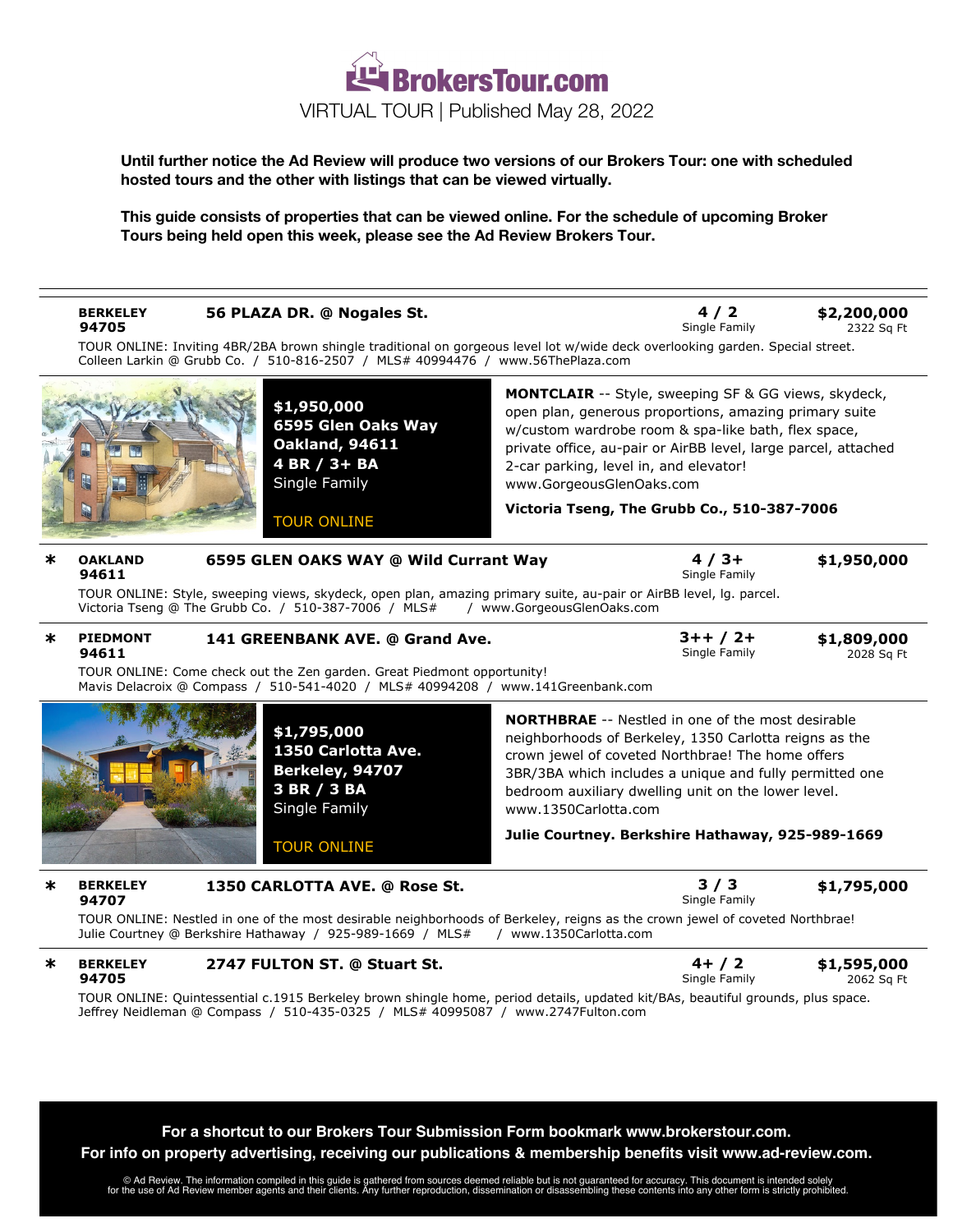# BrokersTour.com

VIRTUAL TOUR | Published May 28, 2022

**Until further notice the Ad Review will produce two versions of our Brokers Tour: one with scheduled hosted tours and the other with listings that can be viewed virtually.**

**This guide consists of properties that can be viewed online. For the schedule of upcoming Broker Tours being held open this week, please see the Ad Review Brokers Tour.**

---

**BERKELEY 94705** — **56 PLAZA DR. @ Nogales St.** — **4 / 2** Single Family — **$2,200,000** 2322 Sq Ft

TOUR ONLINE: Inviting 4BR/2BA brown shingle traditional on gorgeous level lot w/wide deck overlooking garden. Special street.
Colleen Larkin @ Grubb Co. / 510-816-2507 / MLS# 40994476 / www.56ThePlaza.com

---

**$1,950,000**
**6595 Glen Oaks Way**
**Oakland, 94611**
**4 BR / 3+ BA**
Single Family

TOUR ONLINE

**MONTCLAIR** -- Style, sweeping SF & GG views, skydeck, open plan, generous proportions, amazing primary suite w/custom wardrobe room & spa-like bath, flex space, private office, au-pair or AirBB level, large parcel, attached 2-car parking, level in, and elevator!
www.GorgeousGlenOaks.com

**Victoria Tseng, The Grubb Co., 510-387-7006**

---

* **OAKLAND 94611** — **6595 GLEN OAKS WAY @ Wild Currant Way** — **4 / 3+** Single Family — **$1,950,000**

TOUR ONLINE: Style, sweeping views, skydeck, open plan, amazing primary suite, au-pair or AirBB level, lg. parcel.
Victoria Tseng @ The Grubb Co. / 510-387-7006 / MLS# / www.GorgeousGlenOaks.com

---

* **PIEDMONT 94611** — **141 GREENBANK AVE. @ Grand Ave.** — **3++ / 2+** Single Family — **$1,809,000** 2028 Sq Ft

TOUR ONLINE: Come check out the Zen garden. Great Piedmont opportunity!
Mavis Delacroix @ Compass / 510-541-4020 / MLS# 40994208 / www.141Greenbank.com

---

**$1,795,000**
**1350 Carlotta Ave.**
**Berkeley, 94707**
**3 BR / 3 BA**
Single Family

TOUR ONLINE

**NORTHBRAE** -- Nestled in one of the most desirable neighborhoods of Berkeley, 1350 Carlotta reigns as the crown jewel of coveted Northbrae! The home offers 3BR/3BA which includes a unique and fully permitted one bedroom auxiliary dwelling unit on the lower level.
www.1350Carlotta.com

**Julie Courtney. Berkshire Hathaway, 925-989-1669**

---

* **BERKELEY 94707** — **1350 CARLOTTA AVE. @ Rose St.** — **3 / 3** Single Family — **$1,795,000**

TOUR ONLINE: Nestled in one of the most desirable neighborhoods of Berkeley, reigns as the crown jewel of coveted Northbrae!
Julie Courtney @ Berkshire Hathaway / 925-989-1669 / MLS# / www.1350Carlotta.com

---

* **BERKELEY 94705** — **2747 FULTON ST. @ Stuart St.** — **4+ / 2** Single Family — **$1,595,000** 2062 Sq Ft

TOUR ONLINE: Quintessential c.1915 Berkeley brown shingle home, period details, updated kit/BAs, beautiful grounds, plus space.
Jeffrey Neidleman @ Compass / 510-435-0325 / MLS# 40995087 / www.2747Fulton.com

---

**For a shortcut to our Brokers Tour Submission Form bookmark www.brokerstour.com.**
**For info on property advertising, receiving our publications & membership benefits visit www.ad-review.com.**

© Ad Review. The information compiled in this guide is gathered from sources deemed reliable but is not guaranteed for accuracy. This document is intended solely for the use of Ad Review member agents and their clients. Any further reproduction, dissemination or disassembling these contents into any other form is strictly prohibited.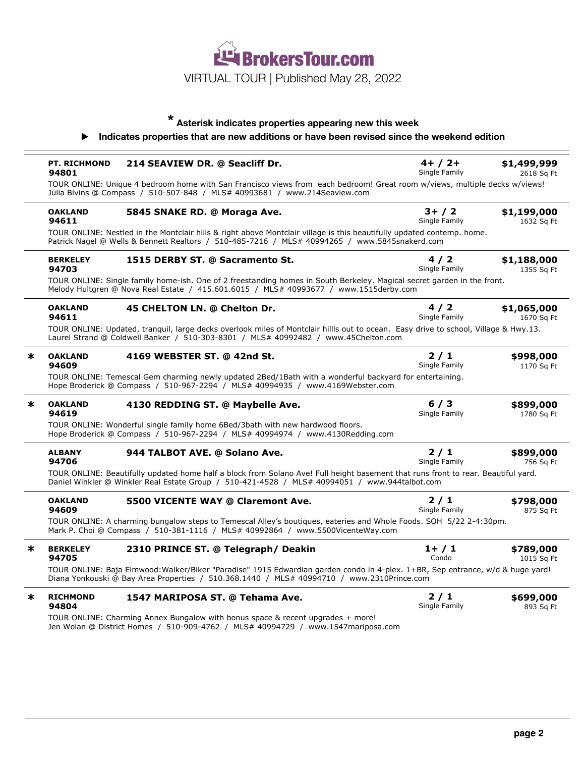# BrokersTour.com

VIRTUAL TOUR | Published May 28, 2022

**\* Asterisk indicates properties appearing new this week**

**▶ Indicates properties that are new additions or have been revised since the weekend edition**

---

**PT. RICHMOND 94801** — **214 SEAVIEW DR. @ Seacliff Dr.** — **4+ / 2+** Single Family — **$1,499,999** 2618 Sq Ft

TOUR ONLINE: Unique 4 bedroom home with San Francisco views from each bedroom! Great room w/views, multiple decks w/views!
Julia Bivins @ Compass / 510-507-848 / MLS# 40993681 / www.214Seaview.com

---

**OAKLAND 94611** — **5845 SNAKE RD. @ Moraga Ave.** — **3+ / 2** Single Family — **$1,199,000** 1632 Sq Ft

TOUR ONLINE: Nestled in the Montclair hills & right above Montclair village is this beautifully updated contemp. home.
Patrick Nagel @ Wells & Bennett Realtors / 510-485-7216 / MLS# 40994265 / www.5845snakerd.com

---

**BERKELEY 94703** — **1515 DERBY ST. @ Sacramento St.** — **4 / 2** Single Family — **$1,188,000** 1355 Sq Ft

TOUR ONLINE: Single family home-ish. One of 2 freestanding homes in South Berkeley. Magical secret garden in the front.
Melody Hultgren @ Nova Real Estate / 415.601.6015 / MLS# 40993677 / www.1515derby.com

---

**OAKLAND 94611** — **45 CHELTON LN. @ Chelton Dr.** — **4 / 2** Single Family — **$1,065,000** 1670 Sq Ft

TOUR ONLINE: Updated, tranquil, large decks overlook miles of Montclair hillls out to ocean. Easy drive to school, Village & Hwy.13.
Laurel Strand @ Coldwell Banker / 510-303-8301 / MLS# 40992482 / www.45Chelton.com

---

\* **OAKLAND 94609** — **4169 WEBSTER ST. @ 42nd St.** — **2 / 1** Single Family — **$998,000** 1170 Sq Ft

TOUR ONLINE: Temescal Gem charming newly updated 2Bed/1Bath with a wonderful backyard for entertaining.
Hope Broderick @ Compass / 510-967-2294 / MLS# 40994935 / www.4169Webster.com

---

\* **OAKLAND 94619** — **4130 REDDING ST. @ Maybelle Ave.** — **6 / 3** Single Family — **$899,000** 1780 Sq Ft

TOUR ONLINE: Wonderful single family home 6Bed/3bath with new hardwood floors.
Hope Broderick @ Compass / 510-967-2294 / MLS# 40994974 / www.4130Redding.com

---

**ALBANY 94706** — **944 TALBOT AVE. @ Solano Ave.** — **2 / 1** Single Family — **$899,000** 756 Sq Ft

TOUR ONLINE: Beautifully updated home half a block from Solano Ave! Full height basement that runs front to rear. Beautiful yard.
Daniel Winkler @ Winkler Real Estate Group / 510-421-4528 / MLS# 40994051 / www.944talbot.com

---

**OAKLAND 94609** — **5500 VICENTE WAY @ Claremont Ave.** — **2 / 1** Single Family — **$798,000** 875 Sq Ft

TOUR ONLINE: A charming bungalow steps to Temescal Alley's boutiques, eateries and Whole Foods. SOH 5/22 2-4:30pm.
Mark P. Choi @ Compass / 510-381-1116 / MLS# 40992864 / www.5500VicenteWay.com

---

\* **BERKELEY 94705** — **2310 PRINCE ST. @ Telegraph/ Deakin** — **1+ / 1** Condo — **$789,000** 1015 Sq Ft

TOUR ONLINE: Baja Elmwood:Walker/Biker "Paradise" 1915 Edwardian garden condo in 4-plex. 1+BR, Sep entrance, w/d & huge yard!
Diana Yonkouski @ Bay Area Properties / 510.368.1440 / MLS# 40994710 / www.2310Prince.com

---

\* **RICHMOND 94804** — **1547 MARIPOSA ST. @ Tehama Ave.** — **2 / 1** Single Family — **$699,000** 893 Sq Ft

TOUR ONLINE: Charming Annex Bungalow with bonus space & recent upgrades + more!
Jen Wolan @ District Homes / 510-909-4762 / MLS# 40994729 / www.1547mariposa.com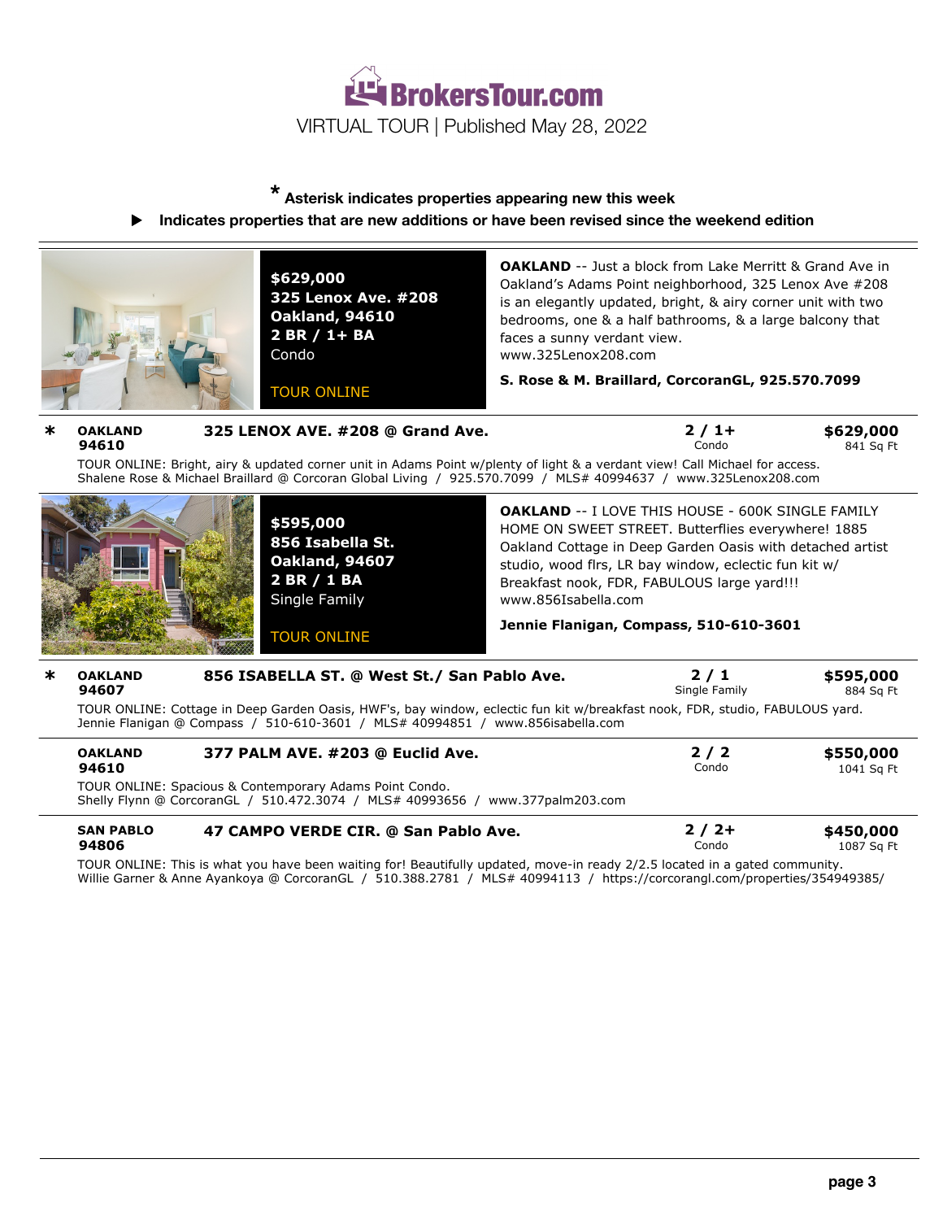# BrokersTour.com

VIRTUAL TOUR | Published May 28, 2022

**\* Asterisk indicates properties appearing new this week**

**▶ Indicates properties that are new additions or have been revised since the weekend edition**

---

**$629,000**
**325 Lenox Ave. #208**
**Oakland, 94610**
**2 BR / 1+ BA**
Condo

TOUR ONLINE

**OAKLAND** -- Just a block from Lake Merritt & Grand Ave in Oakland's Adams Point neighborhood, 325 Lenox Ave #208 is an elegantly updated, bright, & airy corner unit with two bedrooms, one & a half bathrooms, & a large balcony that faces a sunny verdant view.
www.325Lenox208.com

**S. Rose & M. Braillard, CorcoranGL, 925.570.7099**

---

\* **OAKLAND 94610** — **325 LENOX AVE. #208 @ Grand Ave.** — **2 / 1+** Condo — **$629,000** 841 Sq Ft

TOUR ONLINE: Bright, airy & updated corner unit in Adams Point w/plenty of light & a verdant view! Call Michael for access.
Shalene Rose & Michael Braillard @ Corcoran Global Living / 925.570.7099 / MLS# 40994637 / www.325Lenox208.com

---

**$595,000**
**856 Isabella St.**
**Oakland, 94607**
**2 BR / 1 BA**
Single Family

TOUR ONLINE

**OAKLAND** -- I LOVE THIS HOUSE - 600K SINGLE FAMILY HOME ON SWEET STREET. Butterflies everywhere! 1885 Oakland Cottage in Deep Garden Oasis with detached artist studio, wood flrs, LR bay window, eclectic fun kit w/ Breakfast nook, FDR, FABULOUS large yard!!!
www.856Isabella.com

**Jennie Flanigan, Compass, 510-610-3601**

---

\* **OAKLAND 94607** — **856 ISABELLA ST. @ West St./ San Pablo Ave.** — **2 / 1** Single Family — **$595,000** 884 Sq Ft

TOUR ONLINE: Cottage in Deep Garden Oasis, HWF's, bay window, eclectic fun kit w/breakfast nook, FDR, studio, FABULOUS yard.
Jennie Flanigan @ Compass / 510-610-3601 / MLS# 40994851 / www.856isabella.com

---

**OAKLAND 94610** — **377 PALM AVE. #203 @ Euclid Ave.** — **2 / 2** Condo — **$550,000** 1041 Sq Ft

TOUR ONLINE: Spacious & Contemporary Adams Point Condo.
Shelly Flynn @ CorcoranGL / 510.472.3074 / MLS# 40993656 / www.377palm203.com

---

**SAN PABLO 94806** — **47 CAMPO VERDE CIR. @ San Pablo Ave.** — **2 / 2+** Condo — **$450,000** 1087 Sq Ft

TOUR ONLINE: This is what you have been waiting for! Beautifully updated, move-in ready 2/2.5 located in a gated community.
Willie Garner & Anne Ayankoya @ CorcoranGL / 510.388.2781 / MLS# 40994113 / https://corcorangl.com/properties/354949385/